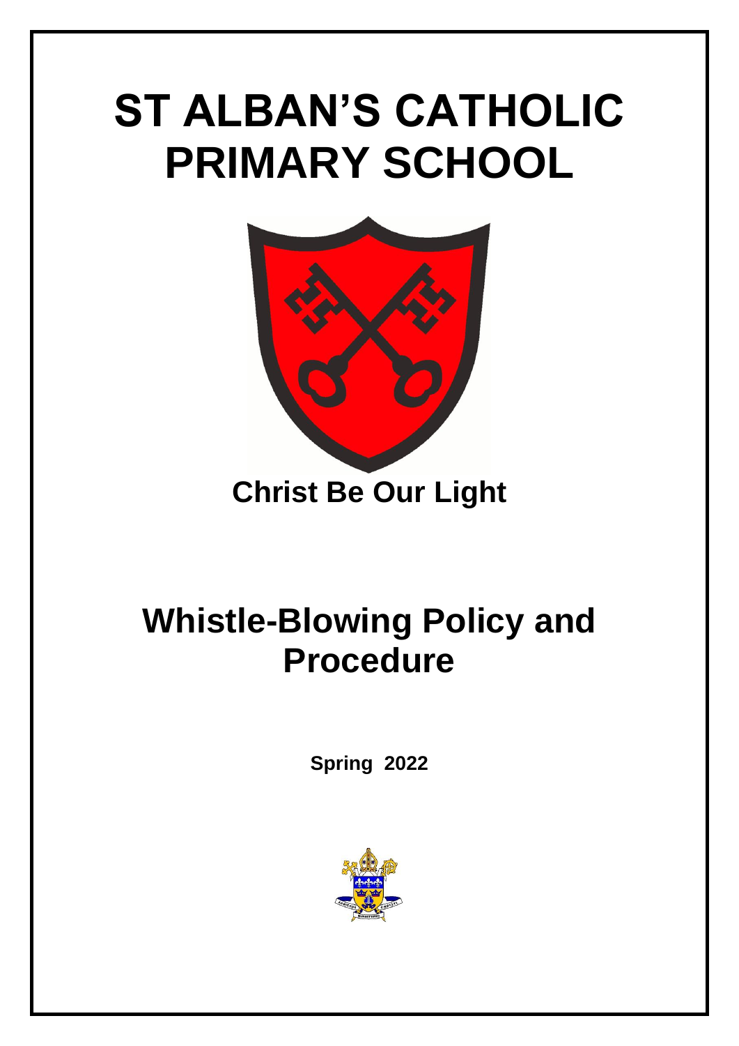# ST ALBAN'S CATHOLIC PRIMARY SCHOOL

**Christ Be Our Light**

# Whistle-Blowing Policy and Procedure

**Spring 2022**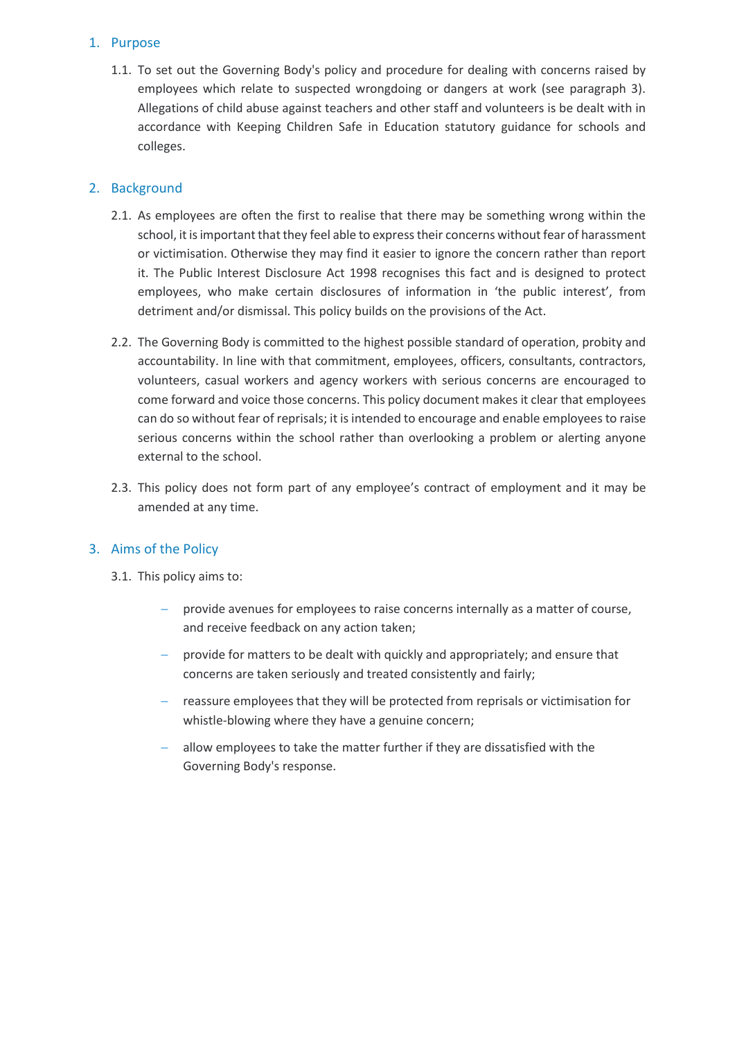## 1. Purpose

1.1. To set out the Governing Body's policy and procedure for dealing with concerns raised by employees which relate to suspected wrongdoing or dangers at work (see paragraph 3). Allegations of child abuse against teachers and other staff and volunteers is be dealt with in accordance with Keeping Children Safe in Education statutory guidance for schools and colleges.

## 2. Background

2.1. As employees are often the first to realise that there may be something wrong within the school, it is important that they feel able to express their concerns without fear of harassment or victimisation. Otherwise they may find it easier to ignore the concern rather than report it. The Public Interest Disclosure Act 1998 recognises this fact and is designed to protect employees, who make certain disclosures of information in 'the public interest', from detriment and/or dismissal. This policy builds on the provisions of the Act.

2.2. The Governing Body is committed to the highest possible standard of operation, probity and accountability. In line with that commitment, employees, officers, consultants, contractors, volunteers, casual workers and agency workers with serious concerns are encouraged to come forward and voice those concerns. This policy document makes it clear that employees can do so without fear of reprisals; it is intended to encourage and enable employees to raise serious concerns within the school rather than overlooking a problem or alerting anyone external to the school.

2.3. This policy does not form part of any employee's contract of employment and it may be amended at any time.

## 3. Aims of the Policy

3.1. This policy aims to:

- provide avenues for employees to raise concerns internally as a matter of course, and receive feedback on any action taken;
- provide for matters to be dealt with quickly and appropriately; and ensure that concerns are taken seriously and treated consistently and fairly;
- reassure employees that they will be protected from reprisals or victimisation for whistle-blowing where they have a genuine concern;
- allow employees to take the matter further if they are dissatisfied with the Governing Body's response.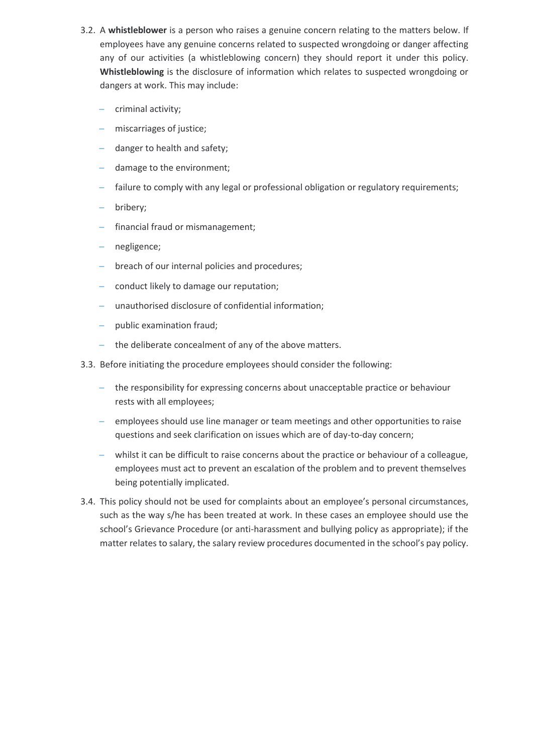3.2. A **whistleblower** is a person who raises a genuine concern relating to the matters below. If employees have any genuine concerns related to suspected wrongdoing or danger affecting any of our activities (a whistleblowing concern) they should report it under this policy. **Whistleblowing** is the disclosure of information which relates to suspected wrongdoing or dangers at work. This may include:

- criminal activity;
- miscarriages of justice;
- danger to health and safety;
- damage to the environment;
- failure to comply with any legal or professional obligation or regulatory requirements;
- bribery;
- financial fraud or mismanagement;
- negligence;
- breach of our internal policies and procedures;
- conduct likely to damage our reputation;
- unauthorised disclosure of confidential information;
- public examination fraud;
- the deliberate concealment of any of the above matters.

3.3. Before initiating the procedure employees should consider the following:

- the responsibility for expressing concerns about unacceptable practice or behaviour rests with all employees;
- employees should use line manager or team meetings and other opportunities to raise questions and seek clarification on issues which are of day-to-day concern;
- whilst it can be difficult to raise concerns about the practice or behaviour of a colleague, employees must act to prevent an escalation of the problem and to prevent themselves being potentially implicated.

3.4. This policy should not be used for complaints about an employee's personal circumstances, such as the way s/he has been treated at work. In these cases an employee should use the school's Grievance Procedure (or anti-harassment and bullying policy as appropriate); if the matter relates to salary, the salary review procedures documented in the school's pay policy.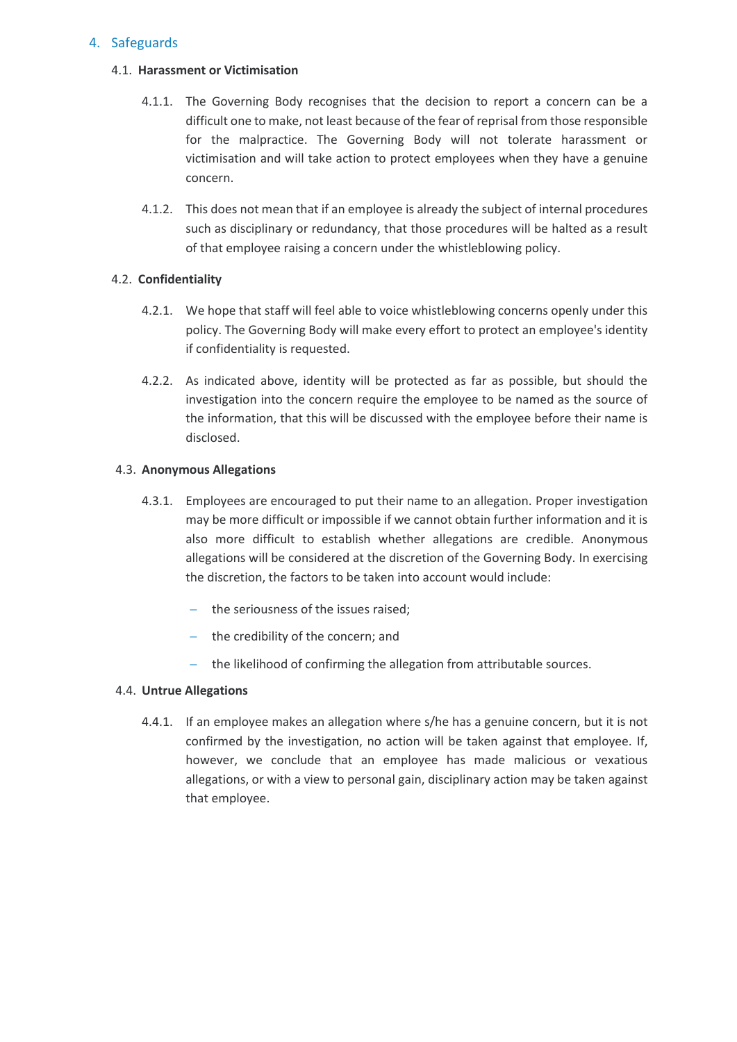## 4. Safeguards

### 4.1. Harassment or Victimisation

4.1.1. The Governing Body recognises that the decision to report a concern can be a difficult one to make, not least because of the fear of reprisal from those responsible for the malpractice. The Governing Body will not tolerate harassment or victimisation and will take action to protect employees when they have a genuine concern.

4.1.2. This does not mean that if an employee is already the subject of internal procedures such as disciplinary or redundancy, that those procedures will be halted as a result of that employee raising a concern under the whistleblowing policy.

### 4.2. Confidentiality

4.2.1. We hope that staff will feel able to voice whistleblowing concerns openly under this policy. The Governing Body will make every effort to protect an employee's identity if confidentiality is requested.

4.2.2. As indicated above, identity will be protected as far as possible, but should the investigation into the concern require the employee to be named as the source of the information, that this will be discussed with the employee before their name is disclosed.

### 4.3. Anonymous Allegations

4.3.1. Employees are encouraged to put their name to an allegation. Proper investigation may be more difficult or impossible if we cannot obtain further information and it is also more difficult to establish whether allegations are credible. Anonymous allegations will be considered at the discretion of the Governing Body. In exercising the discretion, the factors to be taken into account would include:

- the seriousness of the issues raised;
- the credibility of the concern; and
- the likelihood of confirming the allegation from attributable sources.

### 4.4. Untrue Allegations

4.4.1. If an employee makes an allegation where s/he has a genuine concern, but it is not confirmed by the investigation, no action will be taken against that employee. If, however, we conclude that an employee has made malicious or vexatious allegations, or with a view to personal gain, disciplinary action may be taken against that employee.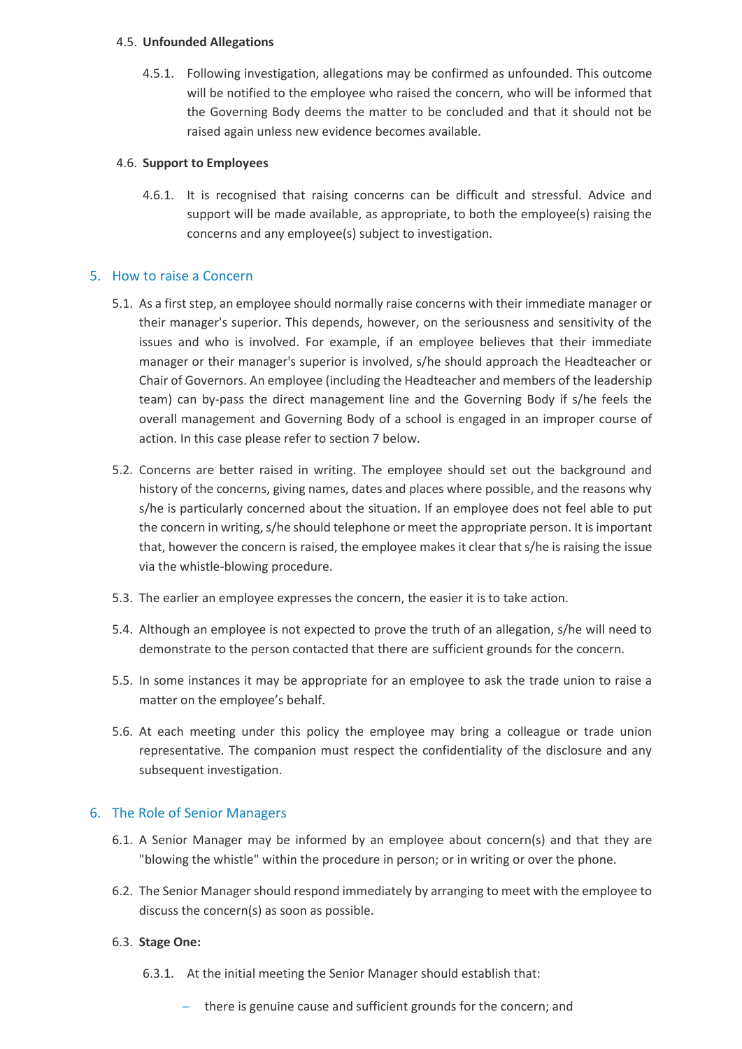### 4.5. **Unfounded Allegations**

4.5.1. Following investigation, allegations may be confirmed as unfounded. This outcome will be notified to the employee who raised the concern, who will be informed that the Governing Body deems the matter to be concluded and that it should not be raised again unless new evidence becomes available.

### 4.6. **Support to Employees**

4.6.1. It is recognised that raising concerns can be difficult and stressful. Advice and support will be made available, as appropriate, to both the employee(s) raising the concerns and any employee(s) subject to investigation.

## 5. How to raise a Concern

5.1. As a first step, an employee should normally raise concerns with their immediate manager or their manager's superior. This depends, however, on the seriousness and sensitivity of the issues and who is involved. For example, if an employee believes that their immediate manager or their manager's superior is involved, s/he should approach the Headteacher or Chair of Governors. An employee (including the Headteacher and members of the leadership team) can by-pass the direct management line and the Governing Body if s/he feels the overall management and Governing Body of a school is engaged in an improper course of action. In this case please refer to section 7 below.

5.2. Concerns are better raised in writing. The employee should set out the background and history of the concerns, giving names, dates and places where possible, and the reasons why s/he is particularly concerned about the situation. If an employee does not feel able to put the concern in writing, s/he should telephone or meet the appropriate person. It is important that, however the concern is raised, the employee makes it clear that s/he is raising the issue via the whistle-blowing procedure.

5.3. The earlier an employee expresses the concern, the easier it is to take action.

5.4. Although an employee is not expected to prove the truth of an allegation, s/he will need to demonstrate to the person contacted that there are sufficient grounds for the concern.

5.5. In some instances it may be appropriate for an employee to ask the trade union to raise a matter on the employee's behalf.

5.6. At each meeting under this policy the employee may bring a colleague or trade union representative. The companion must respect the confidentiality of the disclosure and any subsequent investigation.

## 6. The Role of Senior Managers

6.1. A Senior Manager may be informed by an employee about concern(s) and that they are "blowing the whistle" within the procedure in person; or in writing or over the phone.

6.2. The Senior Manager should respond immediately by arranging to meet with the employee to discuss the concern(s) as soon as possible.

### 6.3. **Stage One:**

6.3.1. At the initial meeting the Senior Manager should establish that:

- there is genuine cause and sufficient grounds for the concern; and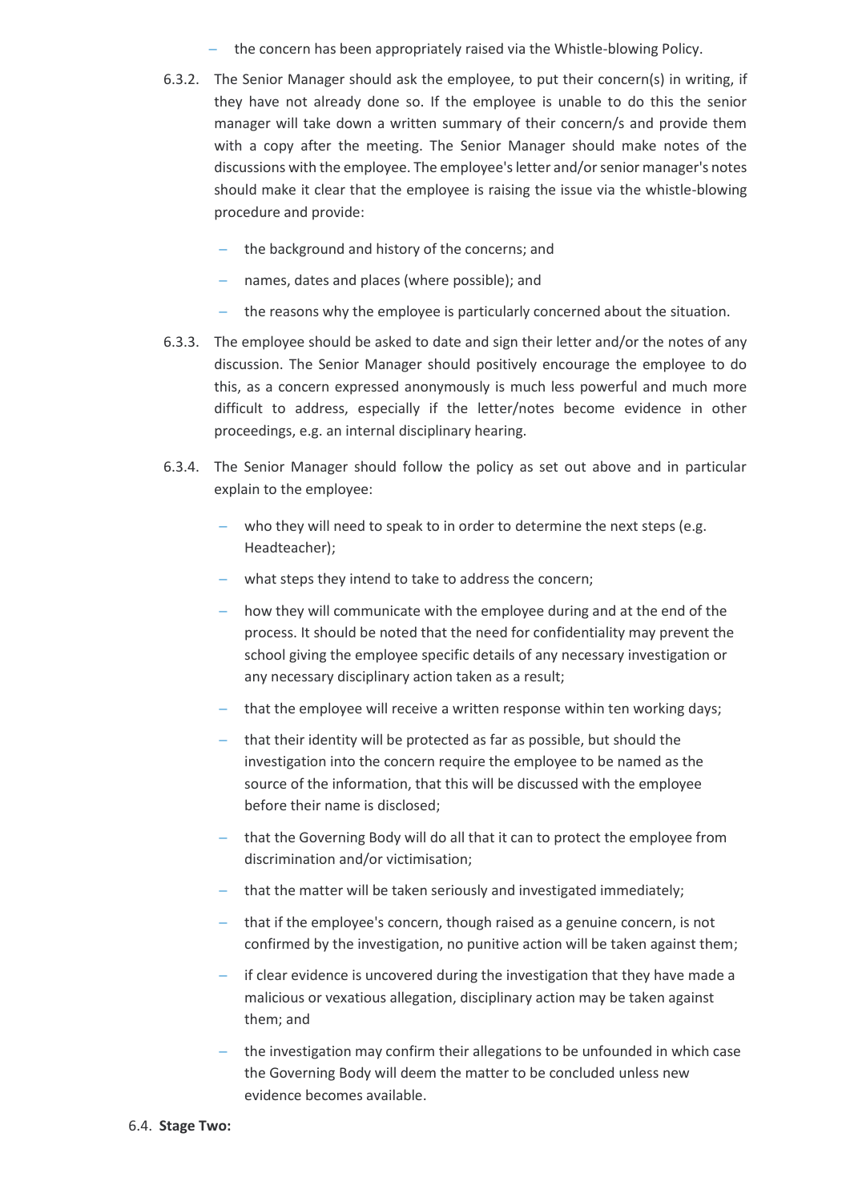- the concern has been appropriately raised via the Whistle-blowing Policy.

6.3.2. The Senior Manager should ask the employee, to put their concern(s) in writing, if they have not already done so. If the employee is unable to do this the senior manager will take down a written summary of their concern/s and provide them with a copy after the meeting. The Senior Manager should make notes of the discussions with the employee. The employee's letter and/or senior manager's notes should make it clear that the employee is raising the issue via the whistle-blowing procedure and provide:

- the background and history of the concerns; and
- names, dates and places (where possible); and
- the reasons why the employee is particularly concerned about the situation.

6.3.3. The employee should be asked to date and sign their letter and/or the notes of any discussion. The Senior Manager should positively encourage the employee to do this, as a concern expressed anonymously is much less powerful and much more difficult to address, especially if the letter/notes become evidence in other proceedings, e.g. an internal disciplinary hearing.

6.3.4. The Senior Manager should follow the policy as set out above and in particular explain to the employee:

- who they will need to speak to in order to determine the next steps (e.g. Headteacher);
- what steps they intend to take to address the concern;
- how they will communicate with the employee during and at the end of the process. It should be noted that the need for confidentiality may prevent the school giving the employee specific details of any necessary investigation or any necessary disciplinary action taken as a result;
- that the employee will receive a written response within ten working days;
- that their identity will be protected as far as possible, but should the investigation into the concern require the employee to be named as the source of the information, that this will be discussed with the employee before their name is disclosed;
- that the Governing Body will do all that it can to protect the employee from discrimination and/or victimisation;
- that the matter will be taken seriously and investigated immediately;
- that if the employee's concern, though raised as a genuine concern, is not confirmed by the investigation, no punitive action will be taken against them;
- if clear evidence is uncovered during the investigation that they have made a malicious or vexatious allegation, disciplinary action may be taken against them; and
- the investigation may confirm their allegations to be unfounded in which case the Governing Body will deem the matter to be concluded unless new evidence becomes available.

6.4. **Stage Two:**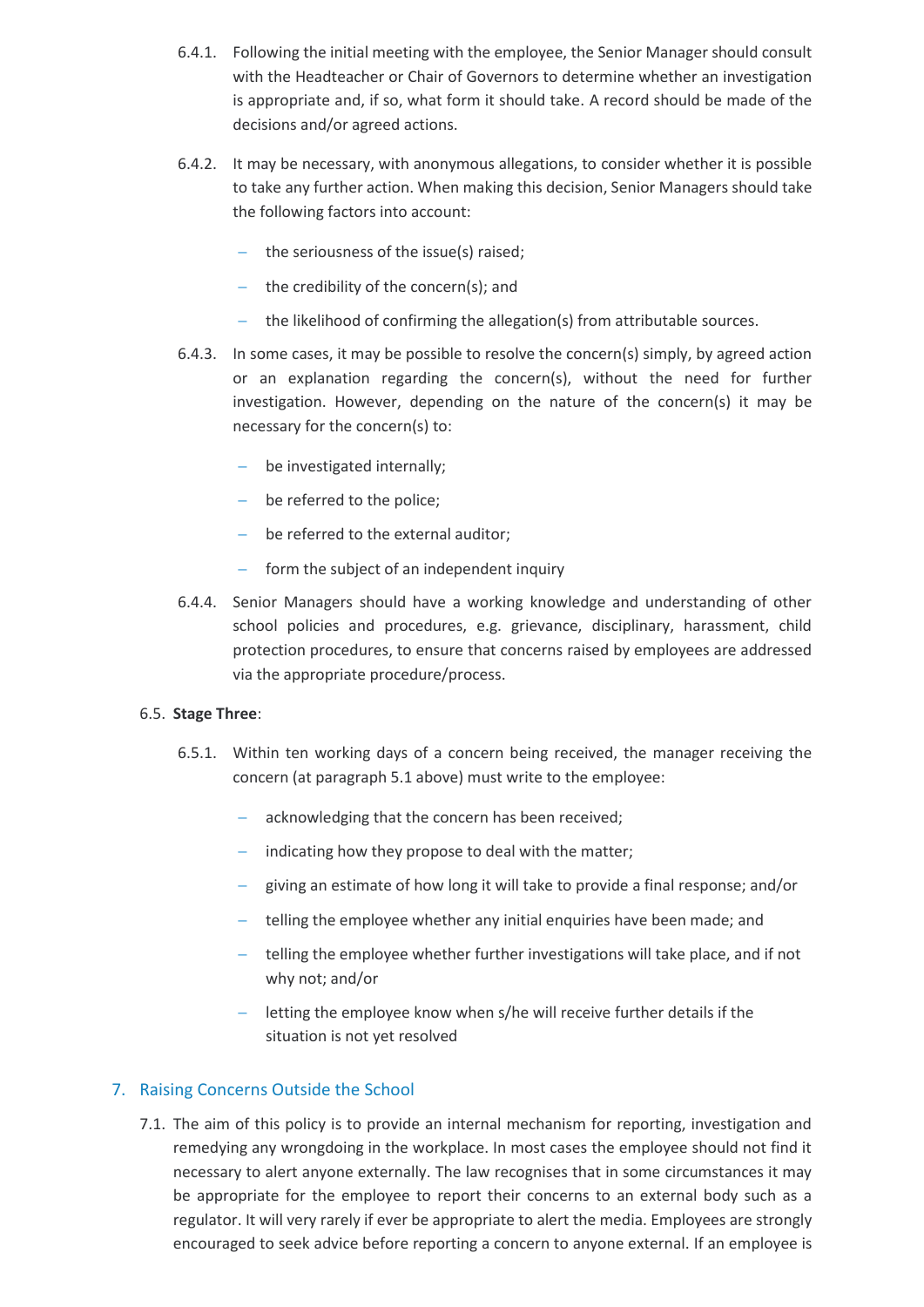6.4.1. Following the initial meeting with the employee, the Senior Manager should consult with the Headteacher or Chair of Governors to determine whether an investigation is appropriate and, if so, what form it should take. A record should be made of the decisions and/or agreed actions.

6.4.2. It may be necessary, with anonymous allegations, to consider whether it is possible to take any further action. When making this decision, Senior Managers should take the following factors into account:

- the seriousness of the issue(s) raised;
- the credibility of the concern(s); and
- the likelihood of confirming the allegation(s) from attributable sources.

6.4.3. In some cases, it may be possible to resolve the concern(s) simply, by agreed action or an explanation regarding the concern(s), without the need for further investigation. However, depending on the nature of the concern(s) it may be necessary for the concern(s) to:

- be investigated internally;
- be referred to the police;
- be referred to the external auditor;
- form the subject of an independent inquiry

6.4.4. Senior Managers should have a working knowledge and understanding of other school policies and procedures, e.g. grievance, disciplinary, harassment, child protection procedures, to ensure that concerns raised by employees are addressed via the appropriate procedure/process.

6.5. **Stage Three**:

6.5.1. Within ten working days of a concern being received, the manager receiving the concern (at paragraph 5.1 above) must write to the employee:

- acknowledging that the concern has been received;
- indicating how they propose to deal with the matter;
- giving an estimate of how long it will take to provide a final response; and/or
- telling the employee whether any initial enquiries have been made; and
- telling the employee whether further investigations will take place, and if not why not; and/or
- letting the employee know when s/he will receive further details if the situation is not yet resolved

## 7. Raising Concerns Outside the School

7.1. The aim of this policy is to provide an internal mechanism for reporting, investigation and remedying any wrongdoing in the workplace. In most cases the employee should not find it necessary to alert anyone externally. The law recognises that in some circumstances it may be appropriate for the employee to report their concerns to an external body such as a regulator. It will very rarely if ever be appropriate to alert the media. Employees are strongly encouraged to seek advice before reporting a concern to anyone external. If an employee is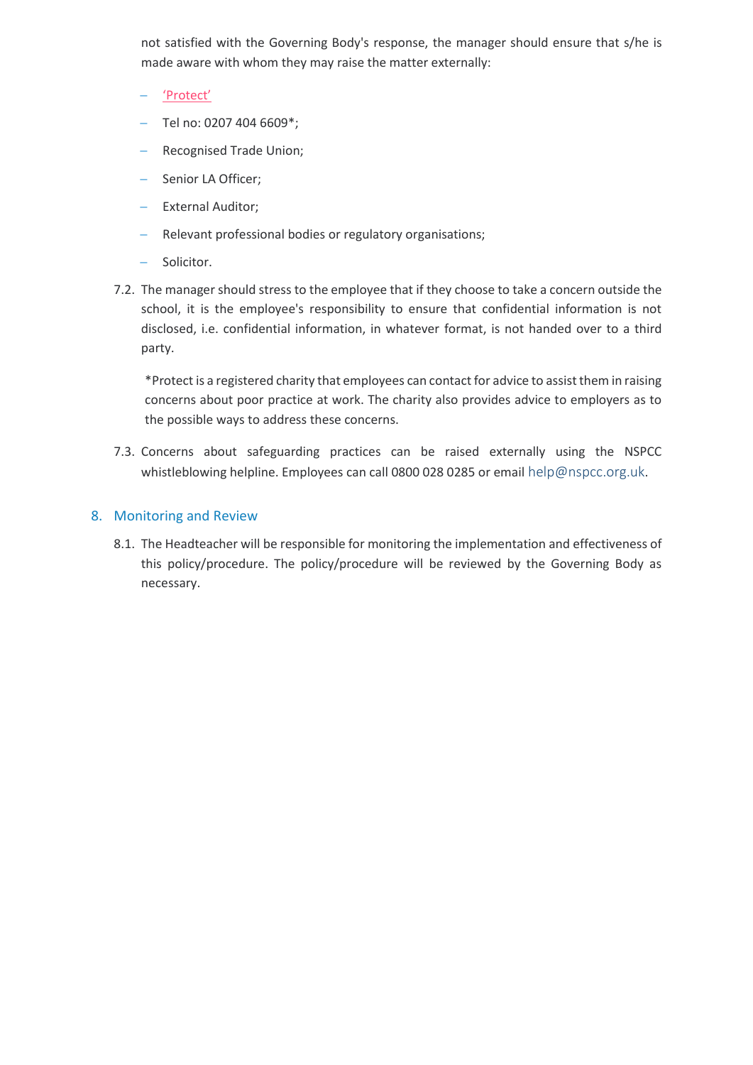not satisfied with the Governing Body's response, the manager should ensure that s/he is made aware with whom they may raise the matter externally:

- 'Protect'
- Tel no: 0207 404 6609*;
- Recognised Trade Union;
- Senior LA Officer;
- External Auditor;
- Relevant professional bodies or regulatory organisations;
- Solicitor.

7.2. The manager should stress to the employee that if they choose to take a concern outside the school, it is the employee's responsibility to ensure that confidential information is not disclosed, i.e. confidential information, in whatever format, is not handed over to a third party.

*Protect is a registered charity that employees can contact for advice to assist them in raising concerns about poor practice at work. The charity also provides advice to employers as to the possible ways to address these concerns.

7.3. Concerns about safeguarding practices can be raised externally using the NSPCC whistleblowing helpline. Employees can call 0800 028 0285 or email help@nspcc.org.uk.

## 8. Monitoring and Review

8.1. The Headteacher will be responsible for monitoring the implementation and effectiveness of this policy/procedure. The policy/procedure will be reviewed by the Governing Body as necessary.